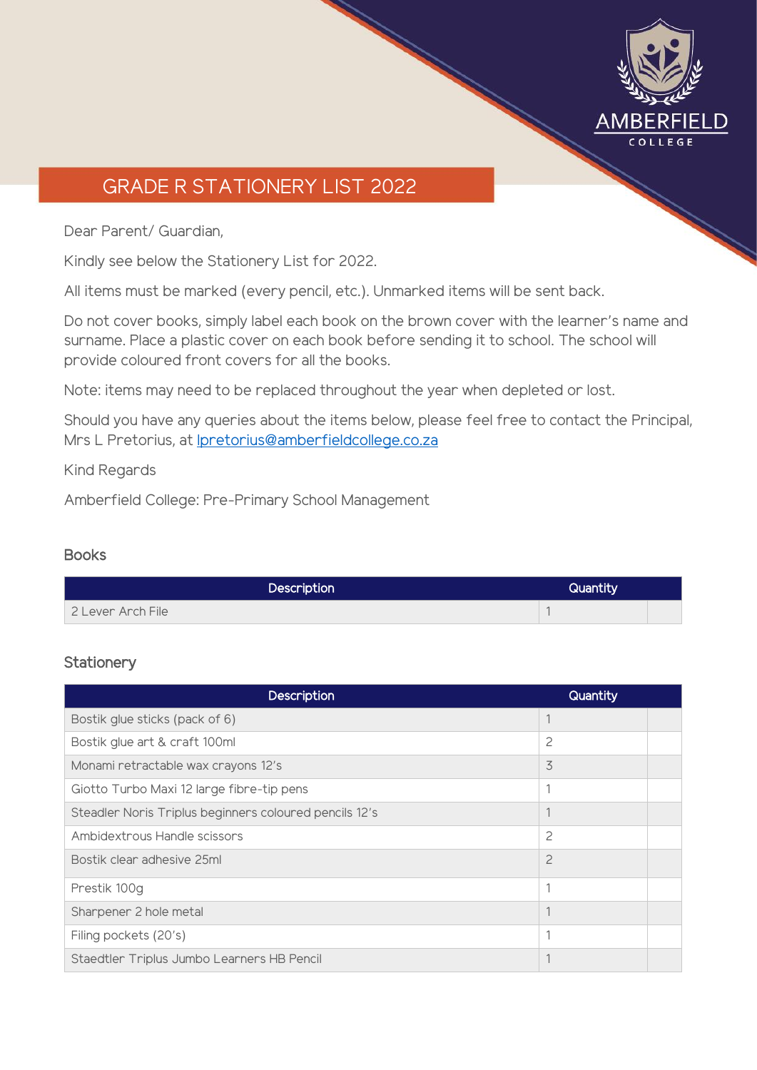AMBERFIELD COLLEGE

# GRADE R STATIONERY LIST 2022

Dear Parent/ Guardian,

Kindly see below the Stationery List for 2022.

All items must be marked (every pencil, etc.). Unmarked items will be sent back.

Do not cover books, simply label each book on the brown cover with the learner's name and surname. Place a plastic cover on each book before sending it to school. The school will provide coloured front covers for all the books.

Note: items may need to be replaced throughout the year when depleted or lost.

Should you have any queries about the items below, please feel free to contact the Principal, Mrs L Pretorius, at lpretorius@amberfieldcollege.co.za

Kind Regards

Amberfield College: Pre-Primary School Management

## Books

| Description | Quantity | |
|---|---|---|
| 2 Lever Arch File | 1 | |

## Stationery

| Description | Quantity | |
|---|---|---|
| Bostik glue sticks (pack of 6) | 1 | |
| Bostik glue art & craft 100ml | 2 | |
| Monami retractable wax crayons 12's | 3 | |
| Giotto Turbo Maxi 12 large fibre-tip pens | 1 | |
| Steadler Noris Triplus beginners coloured pencils 12's | 1 | |
| Ambidextrous Handle scissors | 2 | |
| Bostik clear adhesive 25ml | 2 | |
| Prestik 100g | 1 | |
| Sharpener 2 hole metal | 1 | |
| Filing pockets (20's) | 1 | |
| Staedtler Triplus Jumbo Learners HB Pencil | 1 | |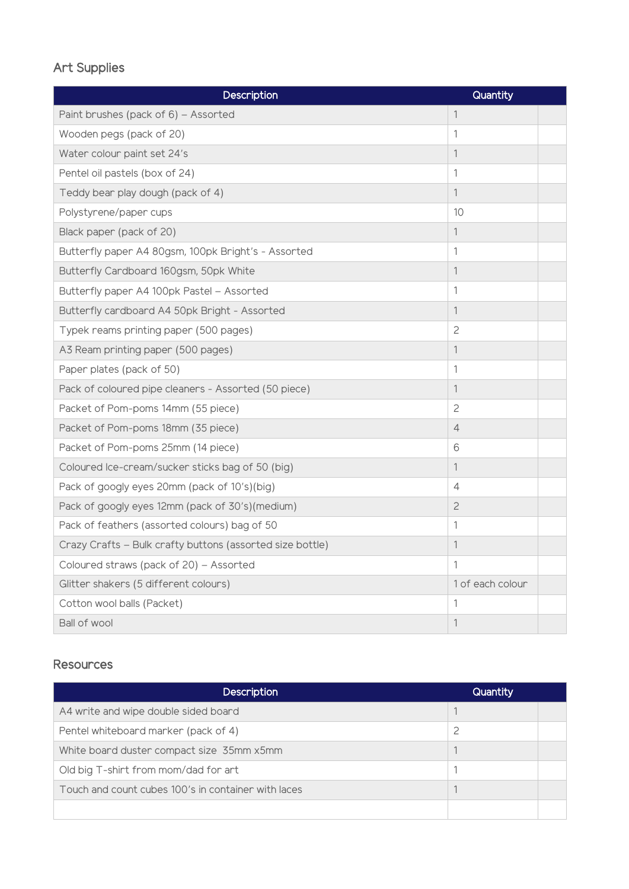## Art Supplies

| Description | Quantity | |
|---|---|---|
| Paint brushes (pack of 6) – Assorted | 1 | |
| Wooden pegs (pack of 20) | 1 | |
| Water colour paint set 24's | 1 | |
| Pentel oil pastels (box of 24) | 1 | |
| Teddy bear play dough (pack of 4) | 1 | |
| Polystyrene/paper cups | 10 | |
| Black paper (pack of 20) | 1 | |
| Butterfly paper A4 80gsm, 100pk Bright's - Assorted | 1 | |
| Butterfly Cardboard 160gsm, 50pk White | 1 | |
| Butterfly paper A4 100pk Pastel – Assorted | 1 | |
| Butterfly cardboard A4 50pk Bright - Assorted | 1 | |
| Typek reams printing paper (500 pages) | 2 | |
| A3 Ream printing paper (500 pages) | 1 | |
| Paper plates (pack of 50) | 1 | |
| Pack of coloured pipe cleaners - Assorted (50 piece) | 1 | |
| Packet of Pom-poms 14mm (55 piece) | 2 | |
| Packet of Pom-poms 18mm (35 piece) | 4 | |
| Packet of Pom-poms 25mm (14 piece) | 6 | |
| Coloured Ice-cream/sucker sticks bag of 50 (big) | 1 | |
| Pack of googly eyes 20mm (pack of 10's)(big) | 4 | |
| Pack of googly eyes 12mm (pack of 30's)(medium) | 2 | |
| Pack of feathers (assorted colours) bag of 50 | 1 | |
| Crazy Crafts – Bulk crafty buttons (assorted size bottle) | 1 | |
| Coloured straws (pack of 20) – Assorted | 1 | |
| Glitter shakers (5 different colours) | 1 of each colour | |
| Cotton wool balls (Packet) | 1 | |
| Ball of wool | 1 | |

## Resources

| Description | Quantity | |
|---|---|---|
| A4 write and wipe double sided board | 1 | |
| Pentel whiteboard marker (pack of 4) | 2 | |
| White board duster compact size 35mm x5mm | 1 | |
| Old big T-shirt from mom/dad for art | 1 | |
| Touch and count cubes 100's in container with laces | 1 | |
| | | |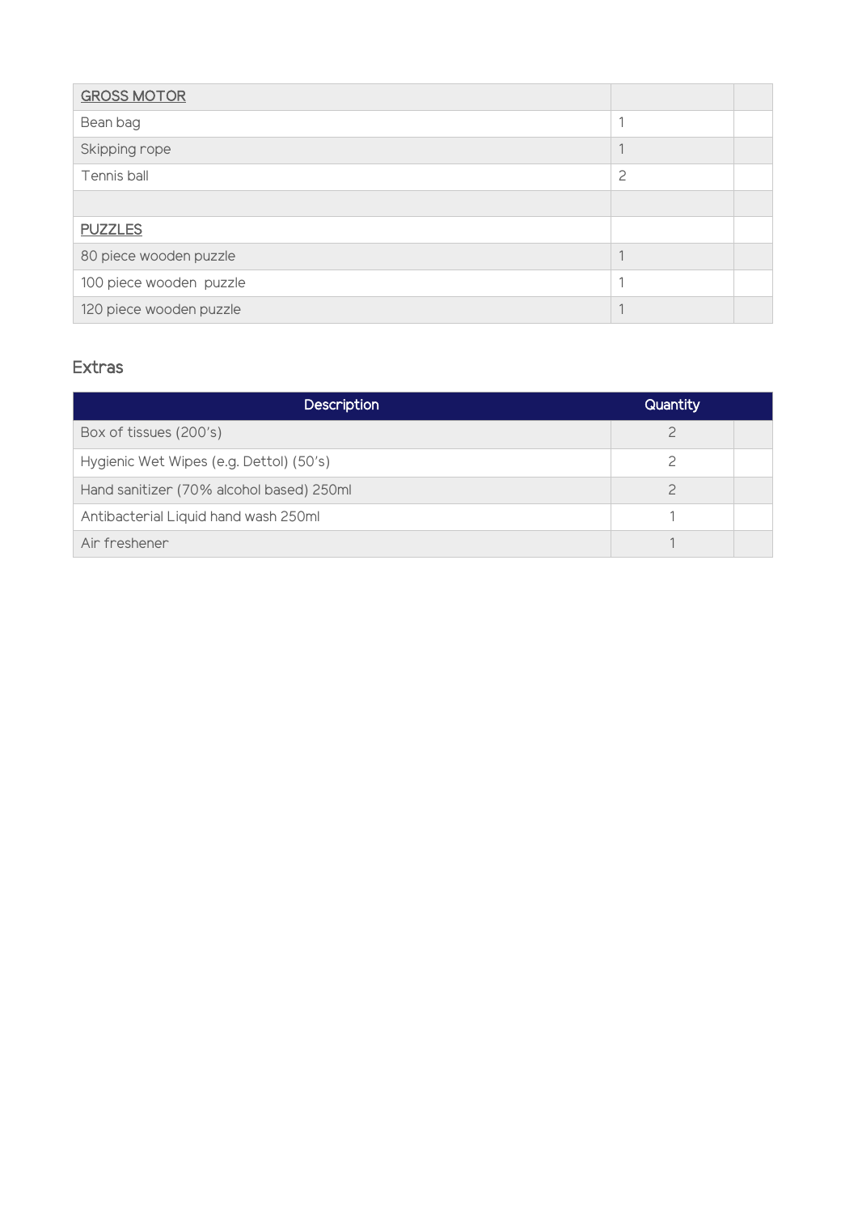| | | |
|---|---|---|
| GROSS MOTOR | | |
| Bean bag | 1 | |
| Skipping rope | 1 | |
| Tennis ball | 2 | |
| | | |
| PUZZLES | | |
| 80 piece wooden puzzle | 1 | |
| 100 piece wooden puzzle | 1 | |
| 120 piece wooden puzzle | 1 | |

## Extras

| Description | Quantity | |
|---|---|---|
| Box of tissues (200's) | 2 | |
| Hygienic Wet Wipes (e.g. Dettol) (50's) | 2 | |
| Hand sanitizer (70% alcohol based) 250ml | 2 | |
| Antibacterial Liquid hand wash 250ml | 1 | |
| Air freshener | 1 | |